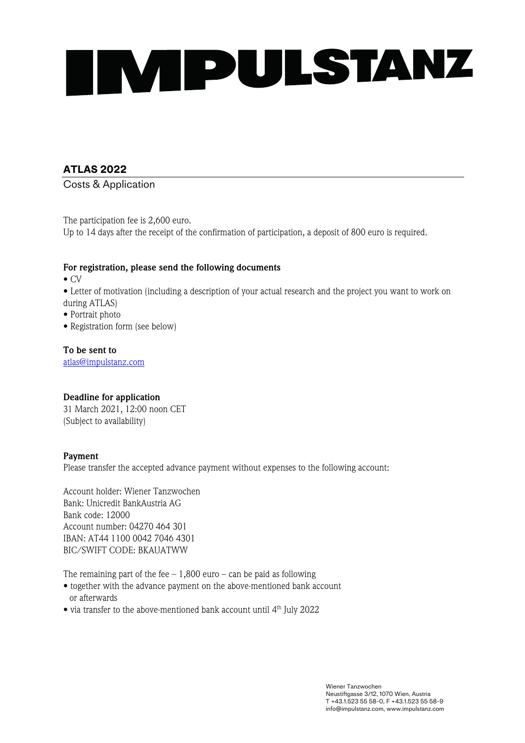# IMPULSTANZ

## ATLAS 2022

Costs & Application

The participation fee is 2,600 euro.
Up to 14 days after the receipt of the confirmation of participation, a deposit of 800 euro is required.

**For registration, please send the following documents**

- CV
- Letter of motivation (including a description of your actual research and the project you want to work on during ATLAS)
- Portrait photo
- Registration form (see below)

**To be sent to**
atlas@impulstanz.com

**Deadline for application**
31 March 2021, 12:00 noon CET
(Subject to availability)

**Payment**
Please transfer the accepted advance payment without expenses to the following account:

Account holder: Wiener Tanzwochen
Bank: Unicredit BankAustria AG
Bank code: 12000
Account number: 04270 464 301
IBAN: AT44 1100 0042 7046 4301
BIC/SWIFT CODE: BKAUATWW

The remaining part of the fee – 1,800 euro – can be paid as following

- together with the advance payment on the above-mentioned bank account or afterwards
- via transfer to the above-mentioned bank account until 4th July 2022

Wiener Tanzwochen
Neustiftgasse 3/12, 1070 Wien, Austria
T +43.1.523 55 58-0, F +43.1.523 55 58-9
info@impulstanz.com, www.impulstanz.com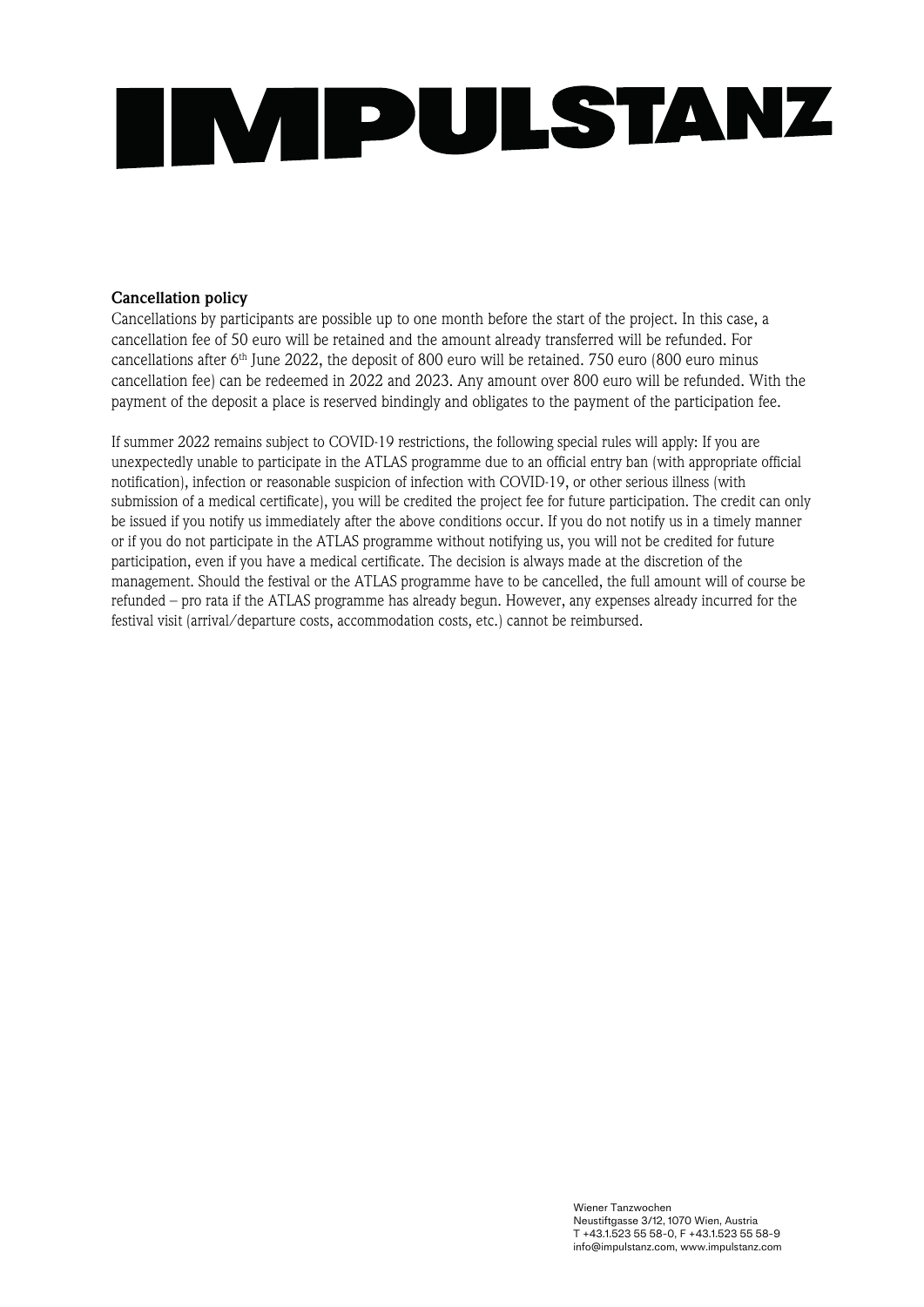**Cancellation policy**

Cancellations by participants are possible up to one month before the start of the project. In this case, a cancellation fee of 50 euro will be retained and the amount already transferred will be refunded. For cancellations after 6th June 2022, the deposit of 800 euro will be retained. 750 euro (800 euro minus cancellation fee) can be redeemed in 2022 and 2023. Any amount over 800 euro will be refunded. With the payment of the deposit a place is reserved bindingly and obligates to the payment of the participation fee.

If summer 2022 remains subject to COVID-19 restrictions, the following special rules will apply: If you are unexpectedly unable to participate in the ATLAS programme due to an official entry ban (with appropriate official notification), infection or reasonable suspicion of infection with COVID-19, or other serious illness (with submission of a medical certificate), you will be credited the project fee for future participation. The credit can only be issued if you notify us immediately after the above conditions occur. If you do not notify us in a timely manner or if you do not participate in the ATLAS programme without notifying us, you will not be credited for future participation, even if you have a medical certificate. The decision is always made at the discretion of the management. Should the festival or the ATLAS programme have to be cancelled, the full amount will of course be refunded – pro rata if the ATLAS programme has already begun. However, any expenses already incurred for the festival visit (arrival/departure costs, accommodation costs, etc.) cannot be reimbursed.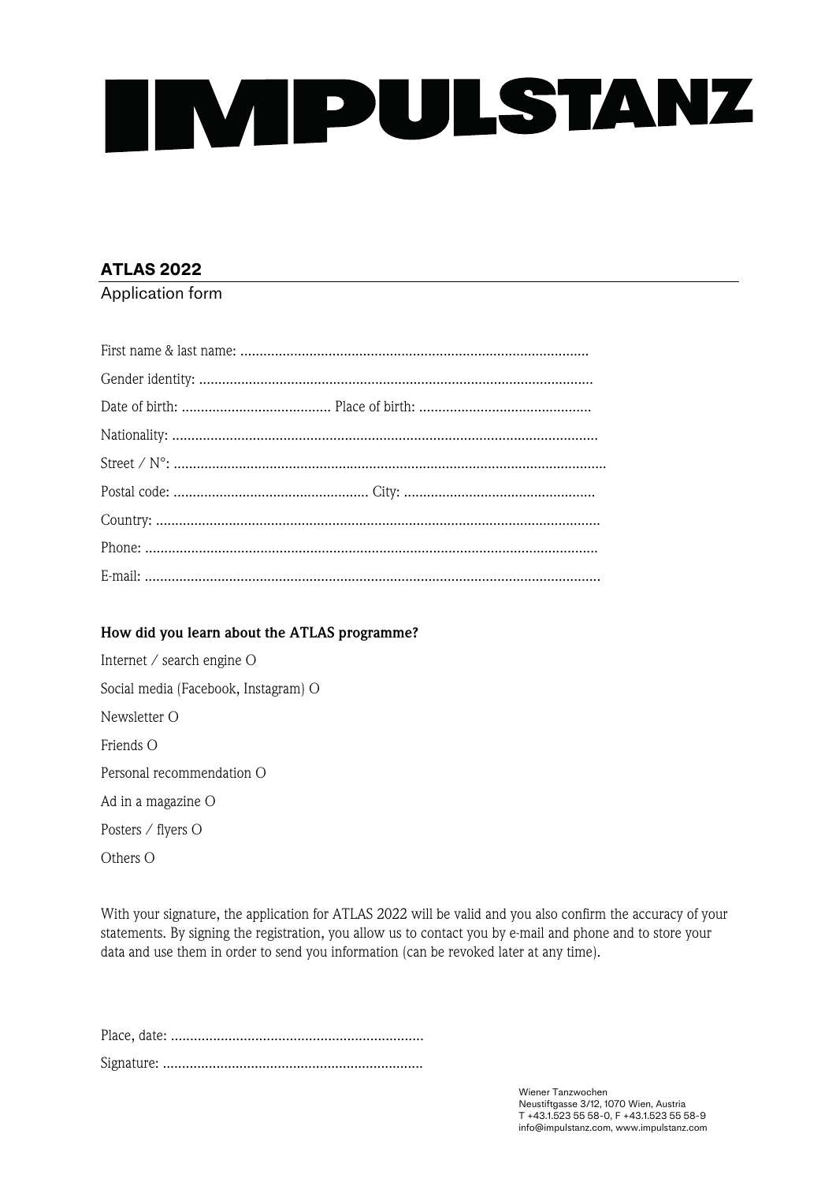# IMPULSTANZ

## ATLAS 2022

Application form

First name & last name: .........................................................................................

Gender identity: .....................................................................................................

Date of birth: ....................................... Place of birth: ............................................

Nationality: .............................................................................................................

Street / N°: ...............................................................................................................

Postal code: .................................................. City: .................................................

Country: ..................................................................................................................

Phone: ....................................................................................................................

E-mail: .....................................................................................................................

**How did you learn about the ATLAS programme?**

Internet / search engine O

Social media (Facebook, Instagram) O

Newsletter O

Friends O

Personal recommendation O

Ad in a magazine O

Posters / flyers O

Others O

With your signature, the application for ATLAS 2022 will be valid and you also confirm the accuracy of your statements. By signing the registration, you allow us to contact you by e-mail and phone and to store your data and use them in order to send you information (can be revoked later at any time).

Place, date: .................................................................

Signature: ...................................................................

Wiener Tanzwochen
Neustiftgasse 3/12, 1070 Wien, Austria
T +43.1.523 55 58-0, F +43.1.523 55 58-9
info@impulstanz.com, www.impulstanz.com